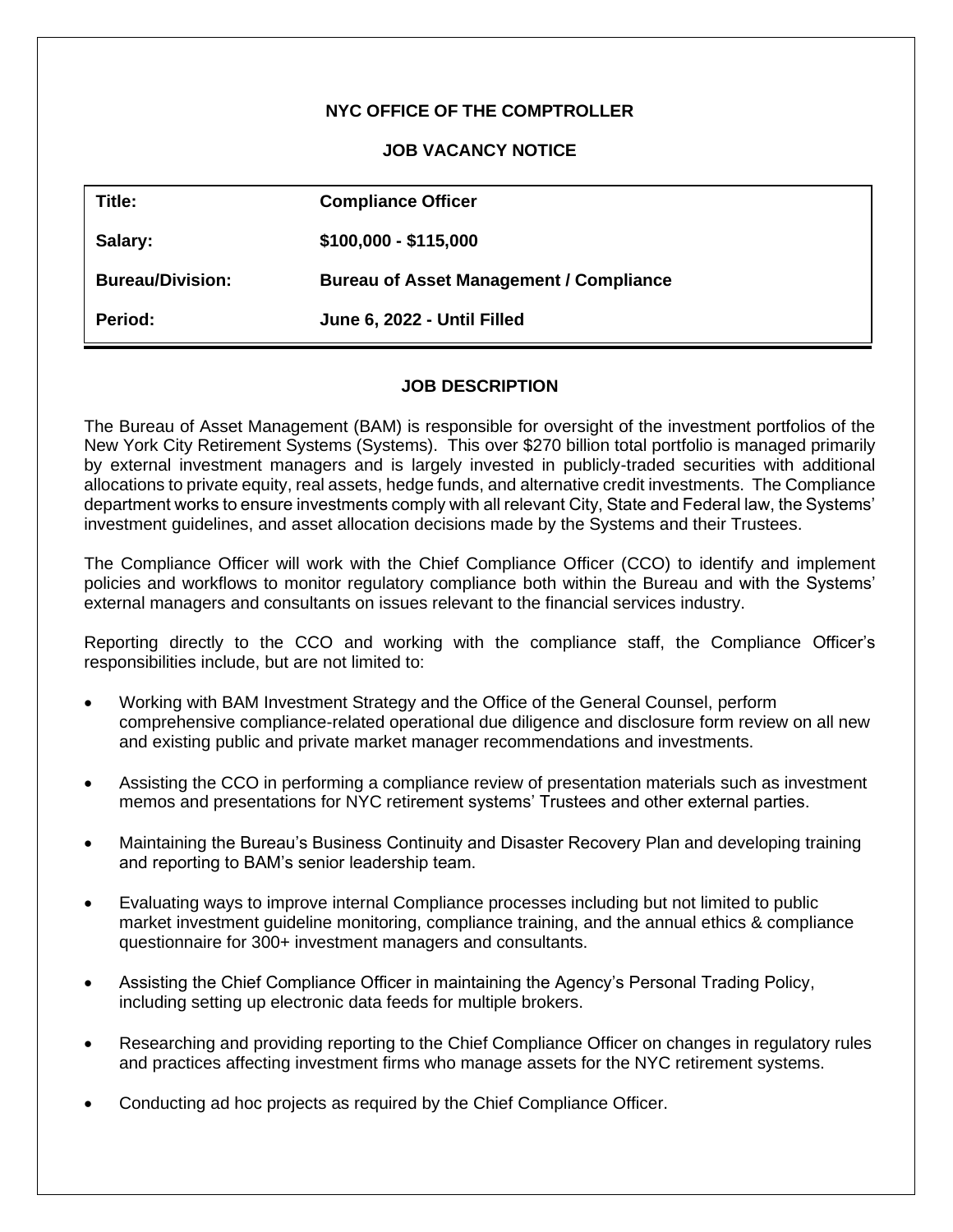**NYC OFFICE OF THE COMPTROLLER**

**JOB VACANCY NOTICE**

| | |
|---|---|
| **Title:** | **Compliance Officer** |
| **Salary:** | **$100,000 - $115,000** |
| **Bureau/Division:** | **Bureau of Asset Management / Compliance** |
| **Period:** | **June 6, 2022 - Until Filled** |

## JOB DESCRIPTION

The Bureau of Asset Management (BAM) is responsible for oversight of the investment portfolios of the New York City Retirement Systems (Systems). This over $270 billion total portfolio is managed primarily by external investment managers and is largely invested in publicly-traded securities with additional allocations to private equity, real assets, hedge funds, and alternative credit investments. The Compliance department works to ensure investments comply with all relevant City, State and Federal law, the Systems' investment guidelines, and asset allocation decisions made by the Systems and their Trustees.

The Compliance Officer will work with the Chief Compliance Officer (CCO) to identify and implement policies and workflows to monitor regulatory compliance both within the Bureau and with the Systems' external managers and consultants on issues relevant to the financial services industry.

Reporting directly to the CCO and working with the compliance staff, the Compliance Officer's responsibilities include, but are not limited to:

- Working with BAM Investment Strategy and the Office of the General Counsel, perform comprehensive compliance-related operational due diligence and disclosure form review on all new and existing public and private market manager recommendations and investments.
- Assisting the CCO in performing a compliance review of presentation materials such as investment memos and presentations for NYC retirement systems' Trustees and other external parties.
- Maintaining the Bureau's Business Continuity and Disaster Recovery Plan and developing training and reporting to BAM's senior leadership team.
- Evaluating ways to improve internal Compliance processes including but not limited to public market investment guideline monitoring, compliance training, and the annual ethics & compliance questionnaire for 300+ investment managers and consultants.
- Assisting the Chief Compliance Officer in maintaining the Agency's Personal Trading Policy, including setting up electronic data feeds for multiple brokers.
- Researching and providing reporting to the Chief Compliance Officer on changes in regulatory rules and practices affecting investment firms who manage assets for the NYC retirement systems.
- Conducting ad hoc projects as required by the Chief Compliance Officer.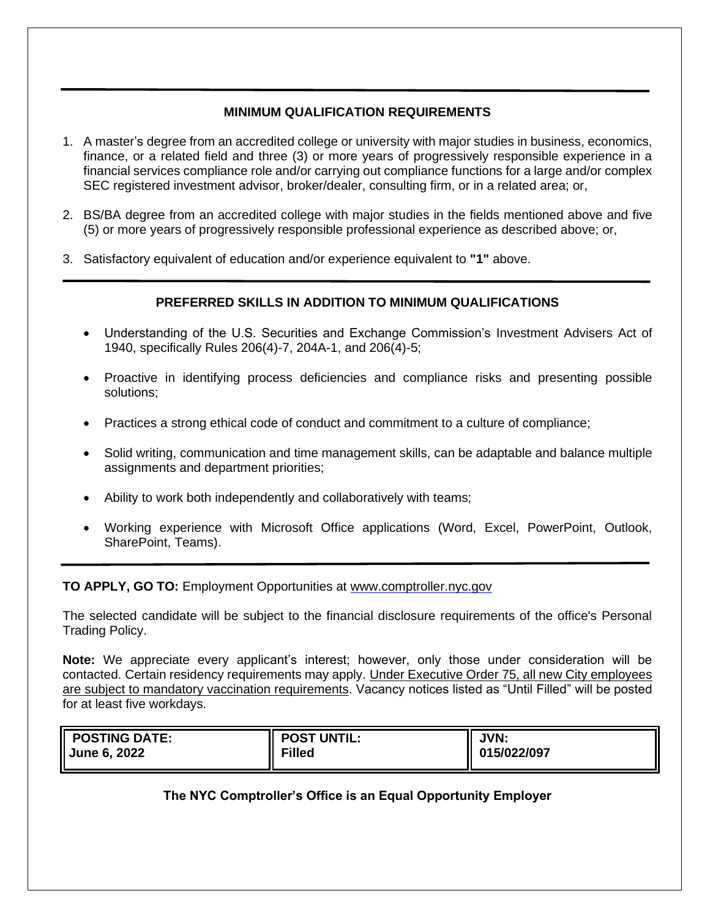## MINIMUM QUALIFICATION REQUIREMENTS

1. A master's degree from an accredited college or university with major studies in business, economics, finance, or a related field and three (3) or more years of progressively responsible experience in a financial services compliance role and/or carrying out compliance functions for a large and/or complex SEC registered investment advisor, broker/dealer, consulting firm, or in a related area; or,

2. BS/BA degree from an accredited college with major studies in the fields mentioned above and five (5) or more years of progressively responsible professional experience as described above; or,

3. Satisfactory equivalent of education and/or experience equivalent to **"1"** above.

## PREFERRED SKILLS IN ADDITION TO MINIMUM QUALIFICATIONS

- Understanding of the U.S. Securities and Exchange Commission's Investment Advisers Act of 1940, specifically Rules 206(4)-7, 204A-1, and 206(4)-5;
- Proactive in identifying process deficiencies and compliance risks and presenting possible solutions;
- Practices a strong ethical code of conduct and commitment to a culture of compliance;
- Solid writing, communication and time management skills, can be adaptable and balance multiple assignments and department priorities;
- Ability to work both independently and collaboratively with teams;
- Working experience with Microsoft Office applications (Word, Excel, PowerPoint, Outlook, SharePoint, Teams).

**TO APPLY, GO TO:** Employment Opportunities at www.comptroller.nyc.gov

The selected candidate will be subject to the financial disclosure requirements of the office's Personal Trading Policy.

**Note:** We appreciate every applicant's interest; however, only those under consideration will be contacted. Certain residency requirements may apply. Under Executive Order 75, all new City employees are subject to mandatory vaccination requirements. Vacancy notices listed as "Until Filled" will be posted for at least five workdays.

| POSTING DATE: | POST UNTIL: | JVN: |
|---|---|---|
| June 6, 2022 | Filled | 015/022/097 |

**The NYC Comptroller's Office is an Equal Opportunity Employer**